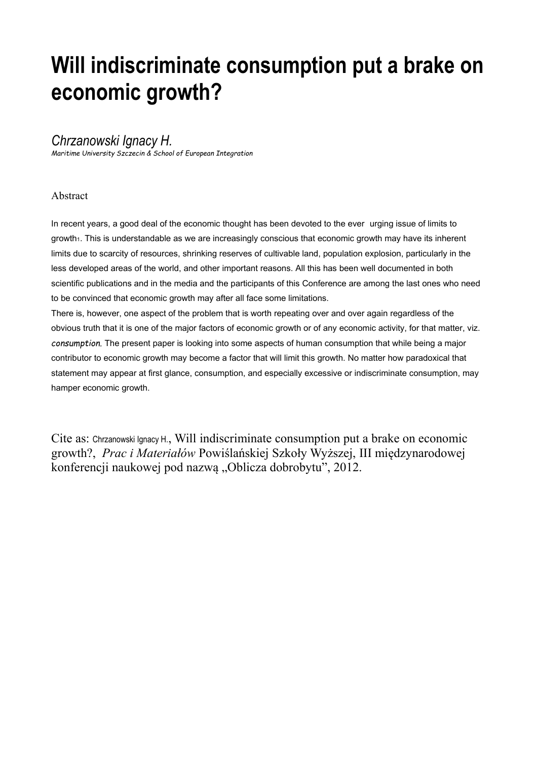# Will indiscriminate consumption put a brake on economic growth?

*Chrzanowski Ignacy H.*

*Maritime University Szczecin & School of European Integration*

Abstract

In recent years, a good deal of the economic thought has been devoted to the ever urging issue of limits to growth[1]. This is understandable as we are increasingly conscious that economic growth may have its inherent limits due to scarcity of resources, shrinking reserves of cultivable land, population explosion, particularly in the less developed areas of the world, and other important reasons. All this has been well documented in both scientific publications and in the media and the participants of this Conference are among the last ones who need to be convinced that economic growth may after all face some limitations.

There is, however, one aspect of the problem that is worth repeating over and over again regardless of the obvious truth that it is one of the major factors of economic growth or of any economic activity, for that matter, viz. *consumption*. The present paper is looking into some aspects of human consumption that while being a major contributor to economic growth may become a factor that will limit this growth. No matter how paradoxical that statement may appear at first glance, consumption, and especially excessive or indiscriminate consumption, may hamper economic growth.

Cite as: Chrzanowski Ignacy H., Will indiscriminate consumption put a brake on economic growth?, *Prac i Materiałów* Powiślańskiej Szkoły Wyższej, III międzynarodowej konferencji naukowej pod nazwą „Oblicza dobrobytu", 2012.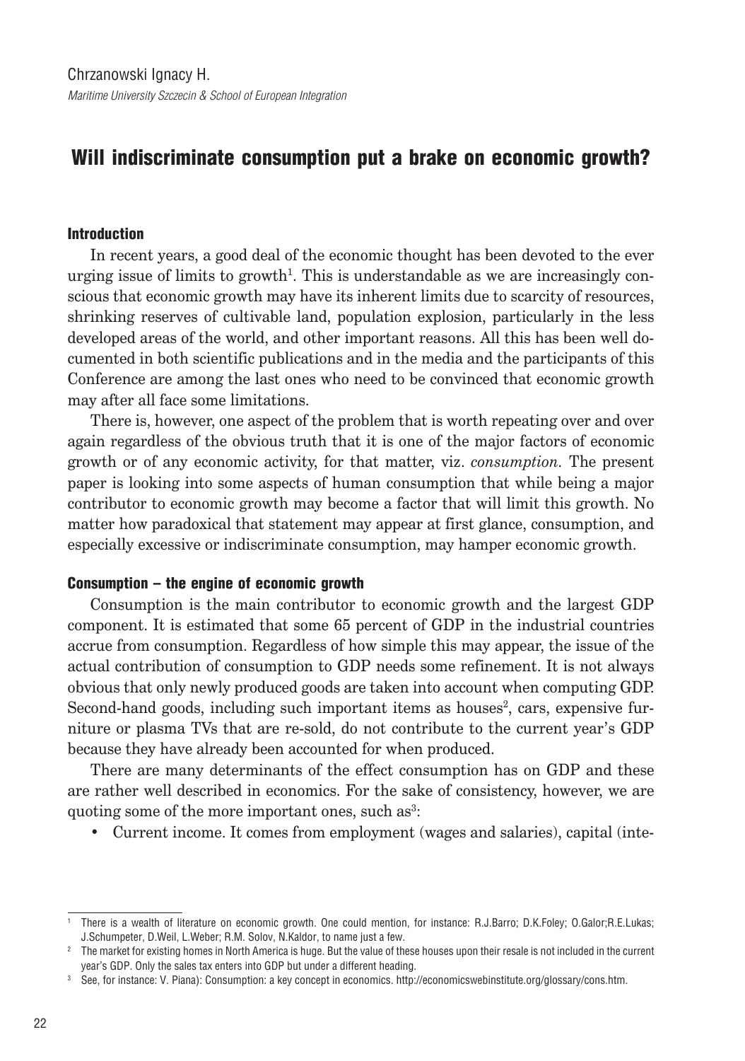Chrzanowski Ignacy H.

*Maritime University Szczecin & School of European Integration*

# Will indiscriminate consumption put a brake on economic growth?

## Introduction

In recent years, a good deal of the economic thought has been devoted to the ever urging issue of limits to growth[1]. This is understandable as we are increasingly conscious that economic growth may have its inherent limits due to scarcity of resources, shrinking reserves of cultivable land, population explosion, particularly in the less developed areas of the world, and other important reasons. All this has been well documented in both scientific publications and in the media and the participants of this Conference are among the last ones who need to be convinced that economic growth may after all face some limitations.

There is, however, one aspect of the problem that is worth repeating over and over again regardless of the obvious truth that it is one of the major factors of economic growth or of any economic activity, for that matter, viz. *consumption.* The present paper is looking into some aspects of human consumption that while being a major contributor to economic growth may become a factor that will limit this growth. No matter how paradoxical that statement may appear at first glance, consumption, and especially excessive or indiscriminate consumption, may hamper economic growth.

## Consumption – the engine of economic growth

Consumption is the main contributor to economic growth and the largest GDP component. It is estimated that some 65 percent of GDP in the industrial countries accrue from consumption. Regardless of how simple this may appear, the issue of the actual contribution of consumption to GDP needs some refinement. It is not always obvious that only newly produced goods are taken into account when computing GDP. Second-hand goods, including such important items as houses[2], cars, expensive furniture or plasma TVs that are re-sold, do not contribute to the current year's GDP because they have already been accounted for when produced.

There are many determinants of the effect consumption has on GDP and these are rather well described in economics. For the sake of consistency, however, we are quoting some of the more important ones, such as[3]:

- Current income. It comes from employment (wages and salaries), capital (inte-

---

[1] There is a wealth of literature on economic growth. One could mention, for instance: R.J.Barro; D.K.Foley; O.Galor;R.E.Lukas; J.Schumpeter, D.Weil, L.Weber; R.M. Solov, N.Kaldor, to name just a few.

[2] The market for existing homes in North America is huge. But the value of these houses upon their resale is not included in the current year's GDP. Only the sales tax enters into GDP but under a different heading.

[3] See, for instance: V. Piana): Consumption: a key concept in economics. http://economicswebinstitute.org/glossary/cons.htm.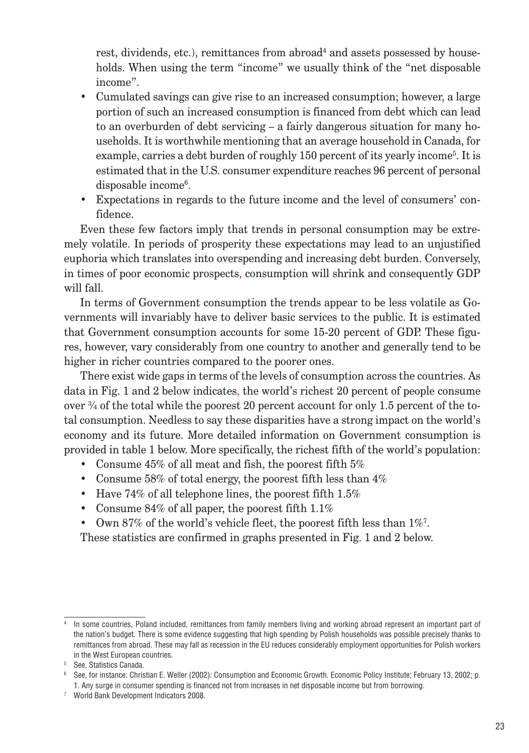rest, dividends, etc.), remittances from abroad[4] and assets possessed by households. When using the term "income" we usually think of the "net disposable income".

- Cumulated savings can give rise to an increased consumption; however, a large portion of such an increased consumption is financed from debt which can lead to an overburden of debt servicing – a fairly dangerous situation for many households. It is worthwhile mentioning that an average household in Canada, for example, carries a debt burden of roughly 150 percent of its yearly income[5]. It is estimated that in the U.S. consumer expenditure reaches 96 percent of personal disposable income[6].
- Expectations in regards to the future income and the level of consumers' confidence.

Even these few factors imply that trends in personal consumption may be extremely volatile. In periods of prosperity these expectations may lead to an unjustified euphoria which translates into overspending and increasing debt burden. Conversely, in times of poor economic prospects, consumption will shrink and consequently GDP will fall.

In terms of Government consumption the trends appear to be less volatile as Governments will invariably have to deliver basic services to the public. It is estimated that Government consumption accounts for some 15-20 percent of GDP. These figures, however, vary considerably from one country to another and generally tend to be higher in richer countries compared to the poorer ones.

There exist wide gaps in terms of the levels of consumption across the countries. As data in Fig. 1 and 2 below indicates, the world's richest 20 percent of people consume over ¾ of the total while the poorest 20 percent account for only 1.5 percent of the total consumption. Needless to say these disparities have a strong impact on the world's economy and its future. More detailed information on Government consumption is provided in table 1 below. More specifically, the richest fifth of the world's population:

- Consume 45% of all meat and fish, the poorest fifth 5%
- Consume 58% of total energy, the poorest fifth less than 4%
- Have 74% of all telephone lines, the poorest fifth 1.5%
- Consume 84% of all paper, the poorest fifth 1.1%
- Own 87% of the world's vehicle fleet, the poorest fifth less than 1%[7].

These statistics are confirmed in graphs presented in Fig. 1 and 2 below.

---

[4] In some countries, Poland included, remittances from family members living and working abroad represent an important part of the nation's budget. There is some evidence suggesting that high spending by Polish households was possible precisely thanks to remittances from abroad. These may fall as recession in the EU reduces considerably employment opportunities for Polish workers in the West European countries.

[5] See, Statistics Canada.

[6] See, for instance: Christian E. Weller (2002): Consumption and Economic Growth. Economic Policy Institute; February 13, 2002; p. 1. Any surge in consumer spending is financed not from increases in net disposable income but from borrowing.

[7] World Bank Development Indicators 2008.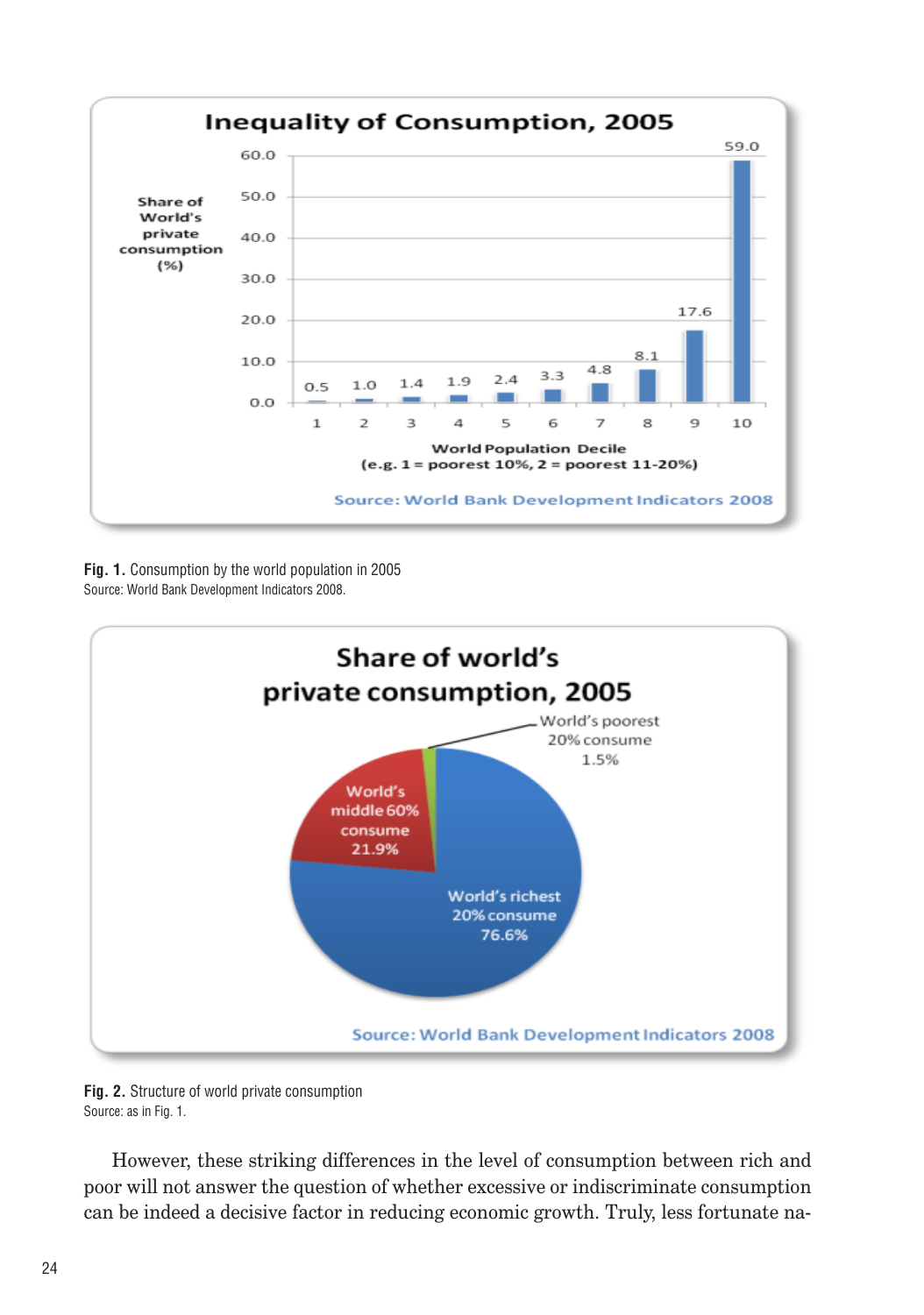**Fig. 1.** Consumption by the world population in 2005
Source: World Bank Development Indicators 2008.

**Fig. 2.** Structure of world private consumption
Source: as in Fig. 1.

However, these striking differences in the level of consumption between rich and poor will not answer the question of whether excessive or indiscriminate consumption can be indeed a decisive factor in reducing economic growth. Truly, less fortunate na-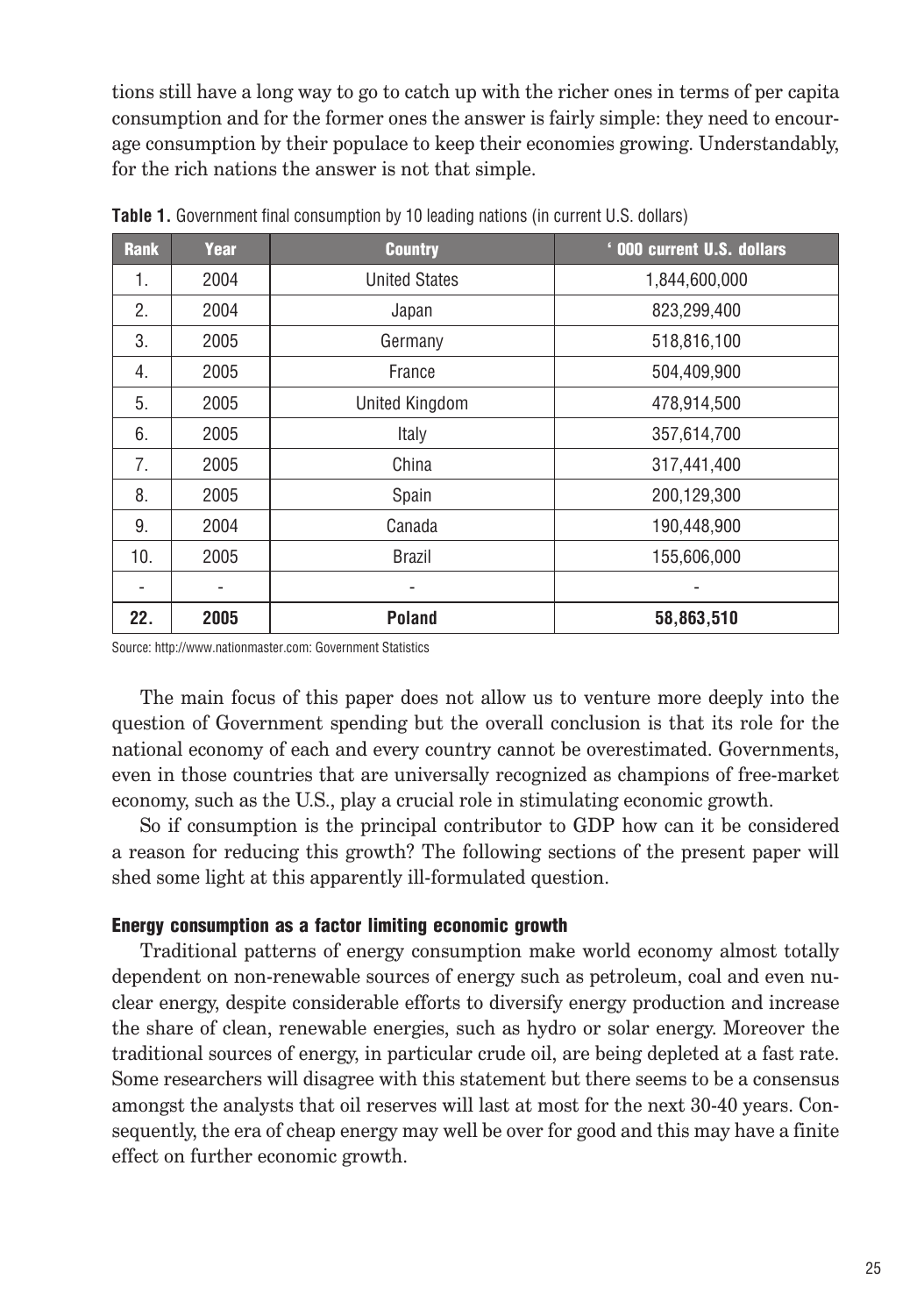tions still have a long way to go to catch up with the richer ones in terms of per capita consumption and for the former ones the answer is fairly simple: they need to encourage consumption by their populace to keep their economies growing. Understandably, for the rich nations the answer is not that simple.

**Table 1.** Government final consumption by 10 leading nations (in current U.S. dollars)

| Rank | Year | Country | ' 000 current U.S. dollars |
|---|---|---|---|
| 1. | 2004 | United States | 1,844,600,000 |
| 2. | 2004 | Japan | 823,299,400 |
| 3. | 2005 | Germany | 518,816,100 |
| 4. | 2005 | France | 504,409,900 |
| 5. | 2005 | United Kingdom | 478,914,500 |
| 6. | 2005 | Italy | 357,614,700 |
| 7. | 2005 | China | 317,441,400 |
| 8. | 2005 | Spain | 200,129,300 |
| 9. | 2004 | Canada | 190,448,900 |
| 10. | 2005 | Brazil | 155,606,000 |
| - | - | - | - |
| **22.** | **2005** | **Poland** | **58,863,510** |

Source: http://www.nationmaster.com: Government Statistics

The main focus of this paper does not allow us to venture more deeply into the question of Government spending but the overall conclusion is that its role for the national economy of each and every country cannot be overestimated. Governments, even in those countries that are universally recognized as champions of free-market economy, such as the U.S., play a crucial role in stimulating economic growth.

So if consumption is the principal contributor to GDP how can it be considered a reason for reducing this growth? The following sections of the present paper will shed some light at this apparently ill-formulated question.

### Energy consumption as a factor limiting economic growth

Traditional patterns of energy consumption make world economy almost totally dependent on non-renewable sources of energy such as petroleum, coal and even nuclear energy, despite considerable efforts to diversify energy production and increase the share of clean, renewable energies, such as hydro or solar energy. Moreover the traditional sources of energy, in particular crude oil, are being depleted at a fast rate. Some researchers will disagree with this statement but there seems to be a consensus amongst the analysts that oil reserves will last at most for the next 30-40 years. Consequently, the era of cheap energy may well be over for good and this may have a finite effect on further economic growth.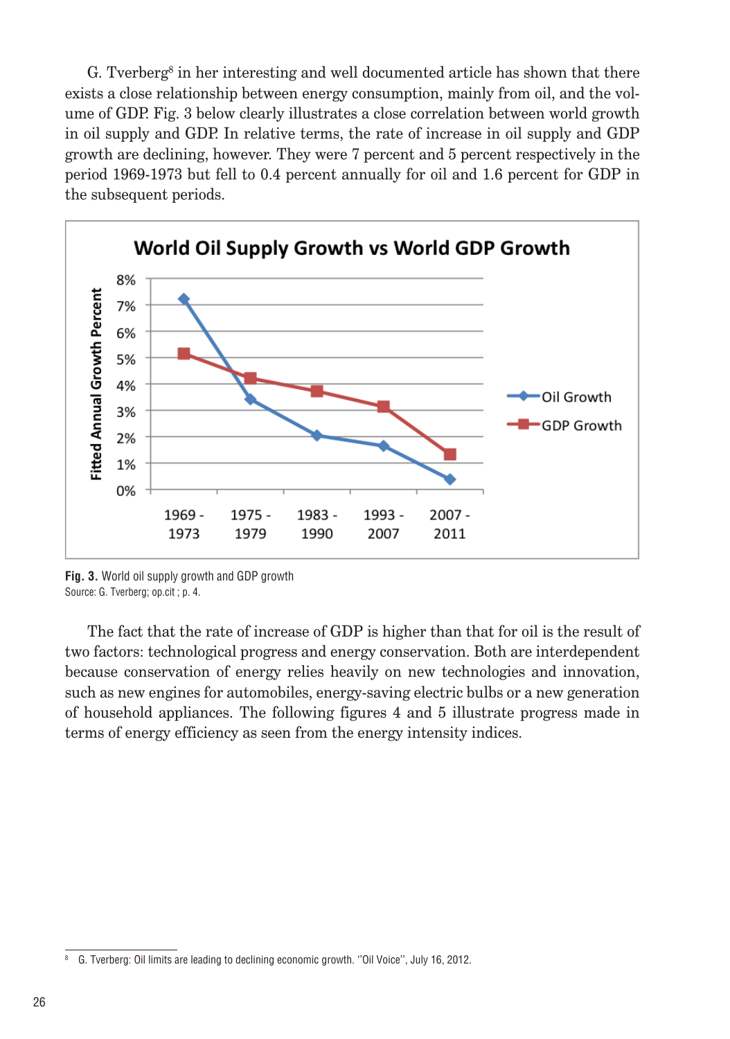G. Tverberg[8] in her interesting and well documented article has shown that there exists a close relationship between energy consumption, mainly from oil, and the volume of GDP. Fig. 3 below clearly illustrates a close correlation between world growth in oil supply and GDP. In relative terms, the rate of increase in oil supply and GDP growth are declining, however. They were 7 percent and 5 percent respectively in the period 1969-1973 but fell to 0.4 percent annually for oil and 1.6 percent for GDP in the subsequent periods.

**Fig. 3.** World oil supply growth and GDP growth
Source: G. Tverberg; op.cit ; p. 4.

The fact that the rate of increase of GDP is higher than that for oil is the result of two factors: technological progress and energy conservation. Both are interdependent because conservation of energy relies heavily on new technologies and innovation, such as new engines for automobiles, energy-saving electric bulbs or a new generation of household appliances. The following figures 4 and 5 illustrate progress made in terms of energy efficiency as seen from the energy intensity indices.

[8] G. Tverberg: Oil limits are leading to declining economic growth. ''Oil Voice'', July 16, 2012.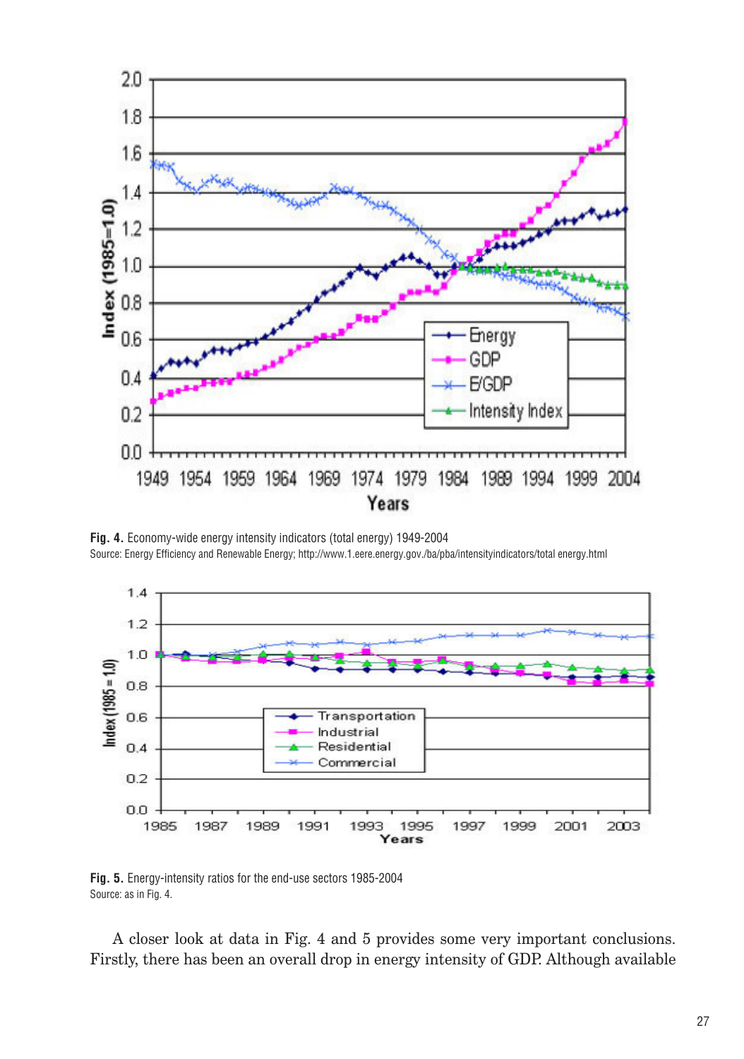**Fig. 4.** Economy-wide energy intensity indicators (total energy) 1949-2004
Source: Energy Efficiency and Renewable Energy; http://www.1.eere.energy.gov./ba/pba/intensityindicators/total energy.html

**Fig. 5.** Energy-intensity ratios for the end-use sectors 1985-2004
Source: as in Fig. 4.

A closer look at data in Fig. 4 and 5 provides some very important conclusions. Firstly, there has been an overall drop in energy intensity of GDP. Although available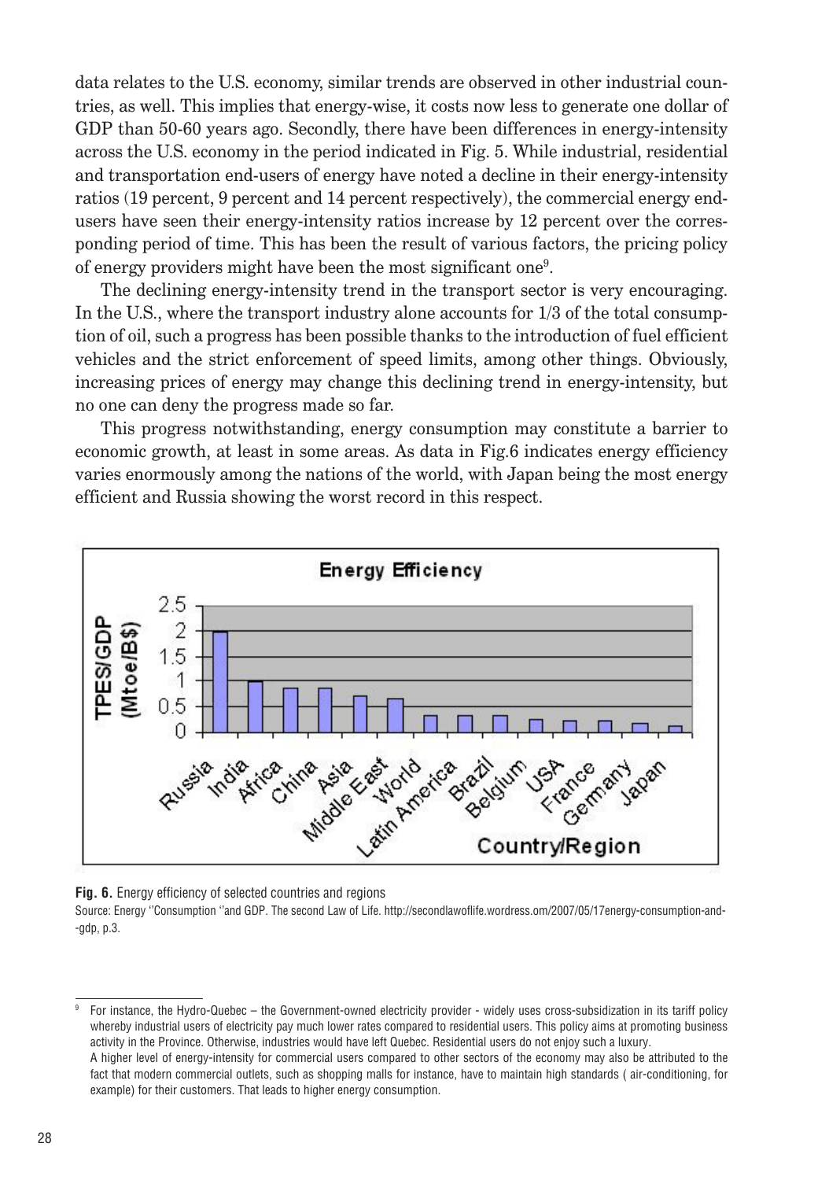data relates to the U.S. economy, similar trends are observed in other industrial countries, as well. This implies that energy-wise, it costs now less to generate one dollar of GDP than 50-60 years ago. Secondly, there have been differences in energy-intensity across the U.S. economy in the period indicated in Fig. 5. While industrial, residential and transportation end-users of energy have noted a decline in their energy-intensity ratios (19 percent, 9 percent and 14 percent respectively), the commercial energy end-users have seen their energy-intensity ratios increase by 12 percent over the corresponding period of time. This has been the result of various factors, the pricing policy of energy providers might have been the most significant one[9].

The declining energy-intensity trend in the transport sector is very encouraging. In the U.S., where the transport industry alone accounts for 1/3 of the total consumption of oil, such a progress has been possible thanks to the introduction of fuel efficient vehicles and the strict enforcement of speed limits, among other things. Obviously, increasing prices of energy may change this declining trend in energy-intensity, but no one can deny the progress made so far.

This progress notwithstanding, energy consumption may constitute a barrier to economic growth, at least in some areas. As data in Fig.6 indicates energy efficiency varies enormously among the nations of the world, with Japan being the most energy efficient and Russia showing the worst record in this respect.

**Fig. 6.** Energy efficiency of selected countries and regions

Source: Energy ''Consumption ''and GDP. The second Law of Life. http://secondlawoflife.wordress.om/2007/05/17energy-consumption-and--gdp, p.3.

---

[9] For instance, the Hydro-Quebec – the Government-owned electricity provider - widely uses cross-subsidization in its tariff policy whereby industrial users of electricity pay much lower rates compared to residential users. This policy aims at promoting business activity in the Province. Otherwise, industries would have left Quebec. Residential users do not enjoy such a luxury.

A higher level of energy-intensity for commercial users compared to other sectors of the economy may also be attributed to the fact that modern commercial outlets, such as shopping malls for instance, have to maintain high standards ( air-conditioning, for example) for their customers. That leads to higher energy consumption.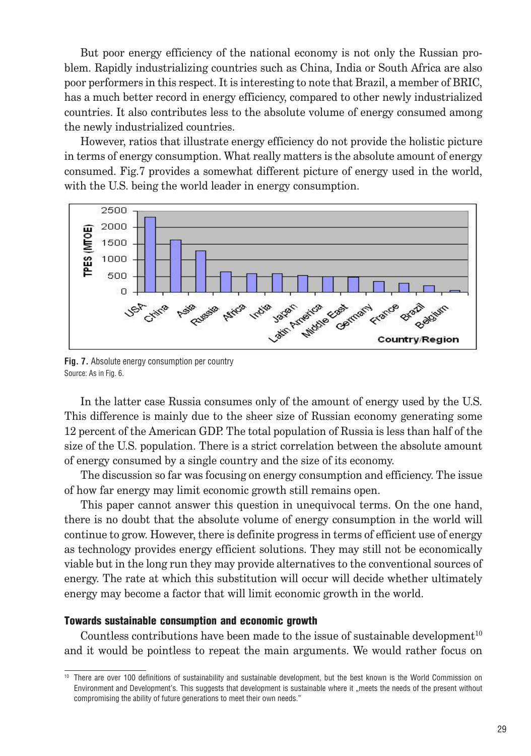But poor energy efficiency of the national economy is not only the Russian problem. Rapidly industrializing countries such as China, India or South Africa are also poor performers in this respect. It is interesting to note that Brazil, a member of BRIC, has a much better record in energy efficiency, compared to other newly industrialized countries. It also contributes less to the absolute volume of energy consumed among the newly industrialized countries.

However, ratios that illustrate energy efficiency do not provide the holistic picture in terms of energy consumption. What really matters is the absolute amount of energy consumed. Fig.7 provides a somewhat different picture of energy used in the world, with the U.S. being the world leader in energy consumption.

**Fig. 7.** Absolute energy consumption per country
Source: As in Fig. 6.

In the latter case Russia consumes only of the amount of energy used by the U.S. This difference is mainly due to the sheer size of Russian economy generating some 12 percent of the American GDP. The total population of Russia is less than half of the size of the U.S. population. There is a strict correlation between the absolute amount of energy consumed by a single country and the size of its economy.

The discussion so far was focusing on energy consumption and efficiency. The issue of how far energy may limit economic growth still remains open.

This paper cannot answer this question in unequivocal terms. On the one hand, there is no doubt that the absolute volume of energy consumption in the world will continue to grow. However, there is definite progress in terms of efficient use of energy as technology provides energy efficient solutions. They may still not be economically viable but in the long run they may provide alternatives to the conventional sources of energy. The rate at which this substitution will occur will decide whether ultimately energy may become a factor that will limit economic growth in the world.

### Towards sustainable consumption and economic growth

Countless contributions have been made to the issue of sustainable development[10] and it would be pointless to repeat the main arguments. We would rather focus on

[10] There are over 100 definitions of sustainability and sustainable development, but the best known is the World Commission on Environment and Development's. This suggests that development is sustainable where it „meets the needs of the present without compromising the ability of future generations to meet their own needs."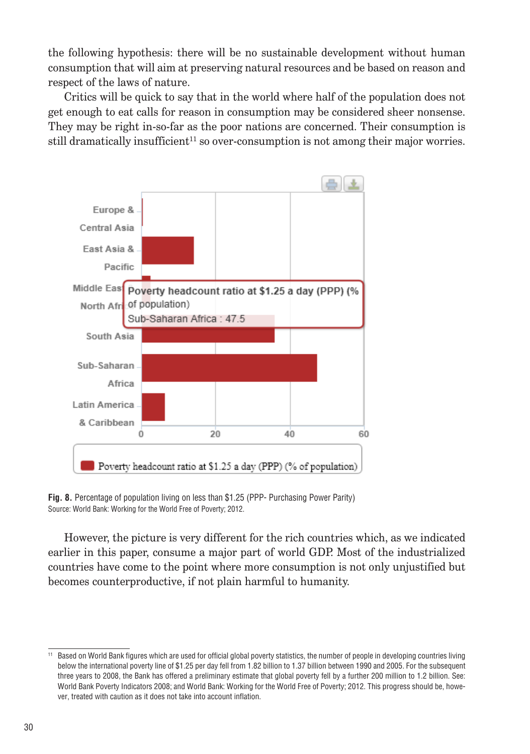the following hypothesis: there will be no sustainable development without human consumption that will aim at preserving natural resources and be based on reason and respect of the laws of nature.

Critics will be quick to say that in the world where half of the population does not get enough to eat calls for reason in consumption may be considered sheer nonsense. They may be right in-so-far as the poor nations are concerned. Their consumption is still dramatically insufficient[11] so over-consumption is not among their major worries.

**Fig. 8.** Percentage of population living on less than $1.25 (PPP- Purchasing Power Parity)
Source: World Bank: Working for the World Free of Poverty; 2012.

However, the picture is very different for the rich countries which, as we indicated earlier in this paper, consume a major part of world GDP. Most of the industrialized countries have come to the point where more consumption is not only unjustified but becomes counterproductive, if not plain harmful to humanity.

---

[11] Based on World Bank figures which are used for official global poverty statistics, the number of people in developing countries living below the international poverty line of $1.25 per day fell from 1.82 billion to 1.37 billion between 1990 and 2005. For the subsequent three years to 2008, the Bank has offered a preliminary estimate that global poverty fell by a further 200 million to 1.2 billion. See: World Bank Poverty Indicators 2008; and World Bank: Working for the World Free of Poverty; 2012. This progress should be, however, treated with caution as it does not take into account inflation.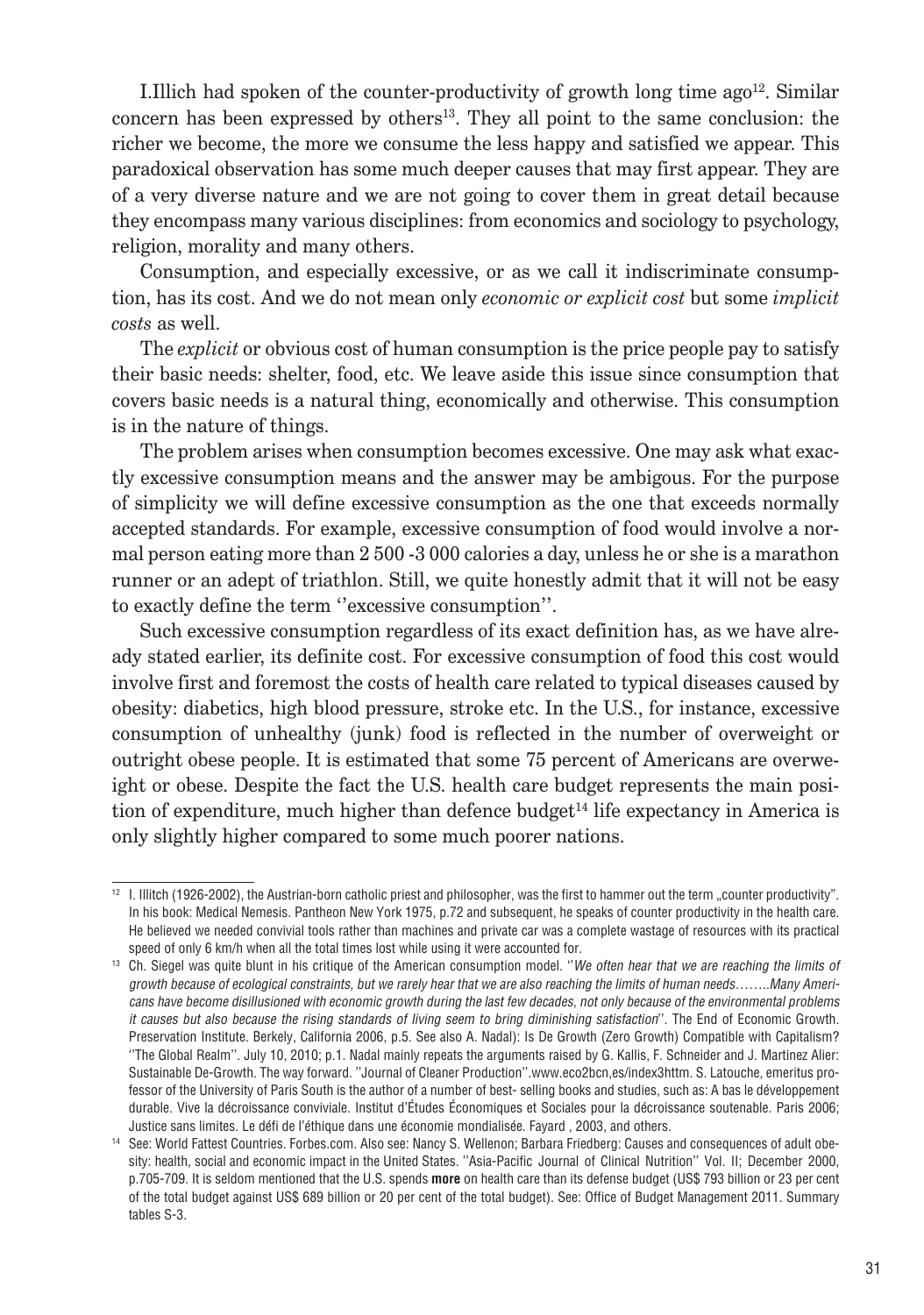I.Illich had spoken of the counter-productivity of growth long time ago[12]. Similar concern has been expressed by others[13]. They all point to the same conclusion: the richer we become, the more we consume the less happy and satisfied we appear. This paradoxical observation has some much deeper causes that may first appear. They are of a very diverse nature and we are not going to cover them in great detail because they encompass many various disciplines: from economics and sociology to psychology, religion, morality and many others.

Consumption, and especially excessive, or as we call it indiscriminate consumption, has its cost. And we do not mean only *economic or explicit cost* but some *implicit costs* as well.

The *explicit* or obvious cost of human consumption is the price people pay to satisfy their basic needs: shelter, food, etc. We leave aside this issue since consumption that covers basic needs is a natural thing, economically and otherwise. This consumption is in the nature of things.

The problem arises when consumption becomes excessive. One may ask what exactly excessive consumption means and the answer may be ambigous. For the purpose of simplicity we will define excessive consumption as the one that exceeds normally accepted standards. For example, excessive consumption of food would involve a normal person eating more than 2 500 -3 000 calories a day, unless he or she is a marathon runner or an adept of triathlon. Still, we quite honestly admit that it will not be easy to exactly define the term ''excessive consumption''.

Such excessive consumption regardless of its exact definition has, as we have already stated earlier, its definite cost. For excessive consumption of food this cost would involve first and foremost the costs of health care related to typical diseases caused by obesity: diabetics, high blood pressure, stroke etc. In the U.S., for instance, excessive consumption of unhealthy (junk) food is reflected in the number of overweight or outright obese people. It is estimated that some 75 percent of Americans are overweight or obese. Despite the fact the U.S. health care budget represents the main position of expenditure, much higher than defence budget[14] life expectancy in America is only slightly higher compared to some much poorer nations.

---

[12] I. Illitch (1926-2002), the Austrian-born catholic priest and philosopher, was the first to hammer out the term „counter productivity". In his book: Medical Nemesis. Pantheon New York 1975, p.72 and subsequent, he speaks of counter productivity in the health care. He believed we needed convivial tools rather than machines and private car was a complete wastage of resources with its practical speed of only 6 km/h when all the total times lost while using it were accounted for.

[13] Ch. Siegel was quite blunt in his critique of the American consumption model. ''*We often hear that we are reaching the limits of growth because of ecological constraints, but we rarely hear that we are also reaching the limits of human needs……..Many Americans have become disillusioned with economic growth during the last few decades, not only because of the environmental problems it causes but also because the rising standards of living seem to bring diminishing satisfaction*''. The End of Economic Growth. Preservation Institute. Berkely, California 2006, p.5. See also A. Nadal): Is De Growth (Zero Growth) Compatible with Capitalism? ''The Global Realm''. July 10, 2010; p.1. Nadal mainly repeats the arguments raised by G. Kallis, F. Schneider and J. Martinez Alier: Sustainable De-Growth. The way forward. ''Journal of Cleaner Production''.www.eco2bcn,es/index3httm. S. Latouche, emeritus professor of the University of Paris South is the author of a number of best- selling books and studies, such as: A bas le développement durable. Vive la décroissance conviviale. Institut d'Études Économiques et Sociales pour la décroissance soutenable. Paris 2006; Justice sans limites. Le défi de l'éthique dans une économie mondialisée. Fayard , 2003, and others.

[14] See: World Fattest Countries. Forbes.com. Also see: Nancy S. Wellenon; Barbara Friedberg: Causes and consequences of adult obesity: health, social and economic impact in the United States. ''Asia-Pacific Journal of Clinical Nutrition'' Vol. II; December 2000, p.705-709. It is seldom mentioned that the U.S. spends **more** on health care than its defense budget (US$ 793 billion or 23 per cent of the total budget against US$ 689 billion or 20 per cent of the total budget). See: Office of Budget Management 2011. Summary tables S-3.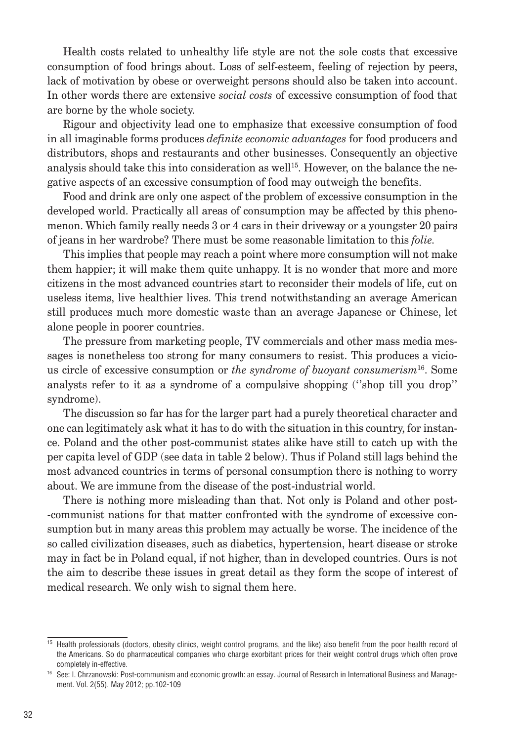Health costs related to unhealthy life style are not the sole costs that excessive consumption of food brings about. Loss of self-esteem, feeling of rejection by peers, lack of motivation by obese or overweight persons should also be taken into account. In other words there are extensive *social costs* of excessive consumption of food that are borne by the whole society.

Rigour and objectivity lead one to emphasize that excessive consumption of food in all imaginable forms produces *definite economic advantages* for food producers and distributors, shops and restaurants and other businesses. Consequently an objective analysis should take this into consideration as well[15]. However, on the balance the negative aspects of an excessive consumption of food may outweigh the benefits.

Food and drink are only one aspect of the problem of excessive consumption in the developed world. Practically all areas of consumption may be affected by this phenomenon. Which family really needs 3 or 4 cars in their driveway or a youngster 20 pairs of jeans in her wardrobe? There must be some reasonable limitation to this *folie.*

This implies that people may reach a point where more consumption will not make them happier; it will make them quite unhappy. It is no wonder that more and more citizens in the most advanced countries start to reconsider their models of life, cut on useless items, live healthier lives. This trend notwithstanding an average American still produces much more domestic waste than an average Japanese or Chinese, let alone people in poorer countries.

The pressure from marketing people, TV commercials and other mass media messages is nonetheless too strong for many consumers to resist. This produces a vicious circle of excessive consumption or *the syndrome of buoyant consumerism*[16]. Some analysts refer to it as a syndrome of a compulsive shopping (''shop till you drop'' syndrome).

The discussion so far has for the larger part had a purely theoretical character and one can legitimately ask what it has to do with the situation in this country, for instance. Poland and the other post-communist states alike have still to catch up with the per capita level of GDP (see data in table 2 below). Thus if Poland still lags behind the most advanced countries in terms of personal consumption there is nothing to worry about. We are immune from the disease of the post-industrial world.

There is nothing more misleading than that. Not only is Poland and other post-communist nations for that matter confronted with the syndrome of excessive consumption but in many areas this problem may actually be worse. The incidence of the so called civilization diseases, such as diabetics, hypertension, heart disease or stroke may in fact be in Poland equal, if not higher, than in developed countries. Ours is not the aim to describe these issues in great detail as they form the scope of interest of medical research. We only wish to signal them here.

---

[15] Health professionals (doctors, obesity clinics, weight control programs, and the like) also benefit from the poor health record of the Americans. So do pharmaceutical companies who charge exorbitant prices for their weight control drugs which often prove completely in-effective.

[16] See: I. Chrzanowski: Post-communism and economic growth: an essay. Journal of Research in International Business and Management. Vol. 2(55). May 2012; pp.102-109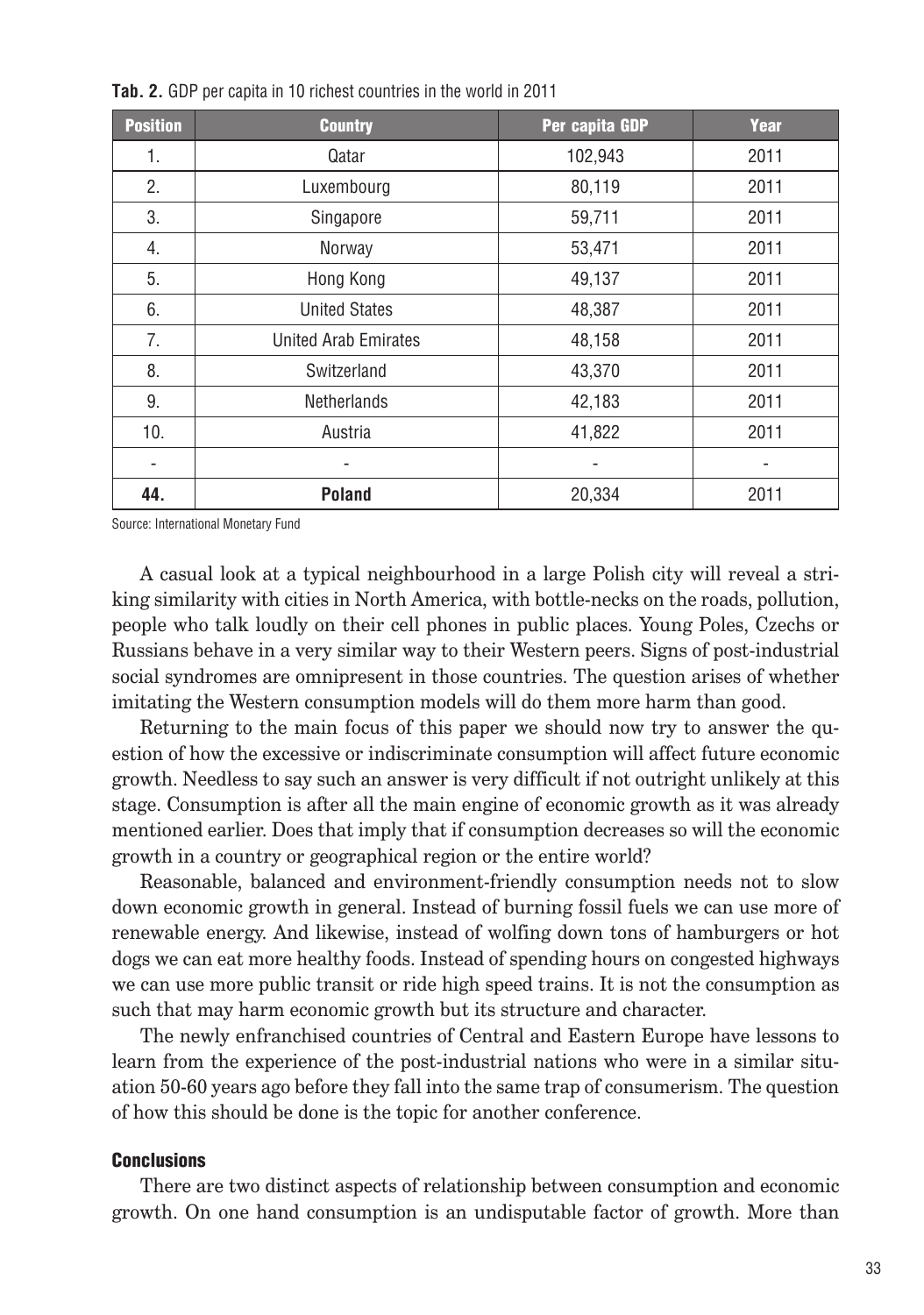**Tab. 2.** GDP per capita in 10 richest countries in the world in 2011

| Position | Country | Per capita GDP | Year |
|---|---|---|---|
| 1. | Qatar | 102,943 | 2011 |
| 2. | Luxembourg | 80,119 | 2011 |
| 3. | Singapore | 59,711 | 2011 |
| 4. | Norway | 53,471 | 2011 |
| 5. | Hong Kong | 49,137 | 2011 |
| 6. | United States | 48,387 | 2011 |
| 7. | United Arab Emirates | 48,158 | 2011 |
| 8. | Switzerland | 43,370 | 2011 |
| 9. | Netherlands | 42,183 | 2011 |
| 10. | Austria | 41,822 | 2011 |
| - | - | - | - |
| **44.** | **Poland** | 20,334 | 2011 |

Source: International Monetary Fund

A casual look at a typical neighbourhood in a large Polish city will reveal a striking similarity with cities in North America, with bottle-necks on the roads, pollution, people who talk loudly on their cell phones in public places. Young Poles, Czechs or Russians behave in a very similar way to their Western peers. Signs of post-industrial social syndromes are omnipresent in those countries. The question arises of whether imitating the Western consumption models will do them more harm than good.

Returning to the main focus of this paper we should now try to answer the question of how the excessive or indiscriminate consumption will affect future economic growth. Needless to say such an answer is very difficult if not outright unlikely at this stage. Consumption is after all the main engine of economic growth as it was already mentioned earlier. Does that imply that if consumption decreases so will the economic growth in a country or geographical region or the entire world?

Reasonable, balanced and environment-friendly consumption needs not to slow down economic growth in general. Instead of burning fossil fuels we can use more of renewable energy. And likewise, instead of wolfing down tons of hamburgers or hot dogs we can eat more healthy foods. Instead of spending hours on congested highways we can use more public transit or ride high speed trains. It is not the consumption as such that may harm economic growth but its structure and character.

The newly enfranchised countries of Central and Eastern Europe have lessons to learn from the experience of the post-industrial nations who were in a similar situation 50-60 years ago before they fall into the same trap of consumerism. The question of how this should be done is the topic for another conference.

## Conclusions

There are two distinct aspects of relationship between consumption and economic growth. On one hand consumption is an undisputable factor of growth. More than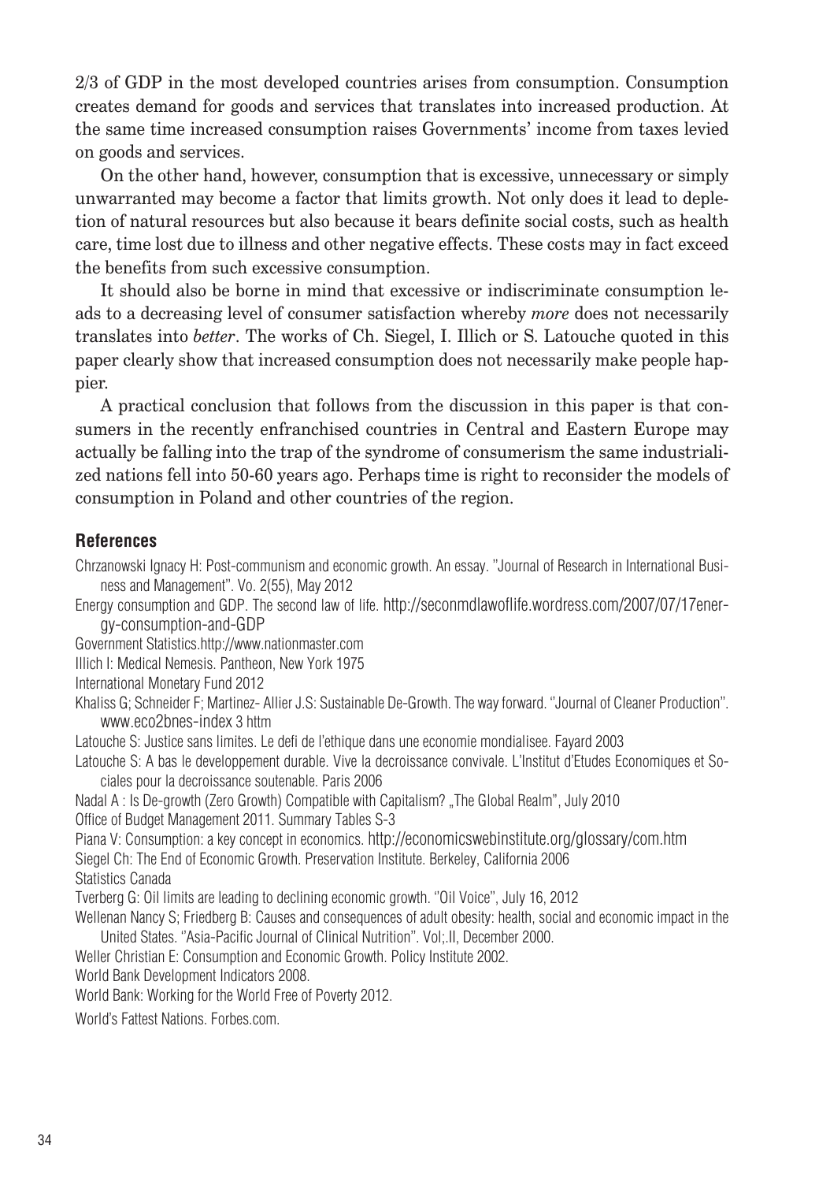2/3 of GDP in the most developed countries arises from consumption. Consumption creates demand for goods and services that translates into increased production. At the same time increased consumption raises Governments' income from taxes levied on goods and services.

On the other hand, however, consumption that is excessive, unnecessary or simply unwarranted may become a factor that limits growth. Not only does it lead to depletion of natural resources but also because it bears definite social costs, such as health care, time lost due to illness and other negative effects. These costs may in fact exceed the benefits from such excessive consumption.

It should also be borne in mind that excessive or indiscriminate consumption leads to a decreasing level of consumer satisfaction whereby *more* does not necessarily translates into *better*. The works of Ch. Siegel, I. Illich or S. Latouche quoted in this paper clearly show that increased consumption does not necessarily make people happier.

A practical conclusion that follows from the discussion in this paper is that consumers in the recently enfranchised countries in Central and Eastern Europe may actually be falling into the trap of the syndrome of consumerism the same industrialized nations fell into 50-60 years ago. Perhaps time is right to reconsider the models of consumption in Poland and other countries of the region.

## References

Chrzanowski Ignacy H: Post-communism and economic growth. An essay. "Journal of Research in International Business and Management". Vo. 2(55), May 2012

Energy consumption and GDP. The second law of life. http://seconmdlawoflife.wordress.com/2007/07/17energy-consumption-and-GDP

Government Statistics.http://www.nationmaster.com

Illich I: Medical Nemesis. Pantheon, New York 1975

International Monetary Fund 2012

Khaliss G; Schneider F; Martinez- Allier J.S: Sustainable De-Growth. The way forward. "Journal of Cleaner Production". www.eco2bnes-index 3 httm

Latouche S: Justice sans limites. Le defi de l'ethique dans une economie mondialisee. Fayard 2003

Latouche S: A bas le developpement durable. Vive la decroissance convivale. L'Institut d'Etudes Economiques et Sociales pour la decroissance soutenable. Paris 2006

Nadal A : Is De-growth (Zero Growth) Compatible with Capitalism? „The Global Realm", July 2010

Office of Budget Management 2011. Summary Tables S-3

Piana V: Consumption: a key concept in economics. http://economicswebinstitute.org/glossary/com.htm

Siegel Ch: The End of Economic Growth. Preservation Institute. Berkeley, California 2006

Statistics Canada

Tverberg G: Oil limits are leading to declining economic growth. "Oil Voice", July 16, 2012

Wellenan Nancy S; Friedberg B: Causes and consequences of adult obesity: health, social and economic impact in the United States. "Asia-Pacific Journal of Clinical Nutrition". Vol;.II, December 2000.

Weller Christian E: Consumption and Economic Growth. Policy Institute 2002.

World Bank Development Indicators 2008.

World Bank: Working for the World Free of Poverty 2012.

World's Fattest Nations. Forbes.com.